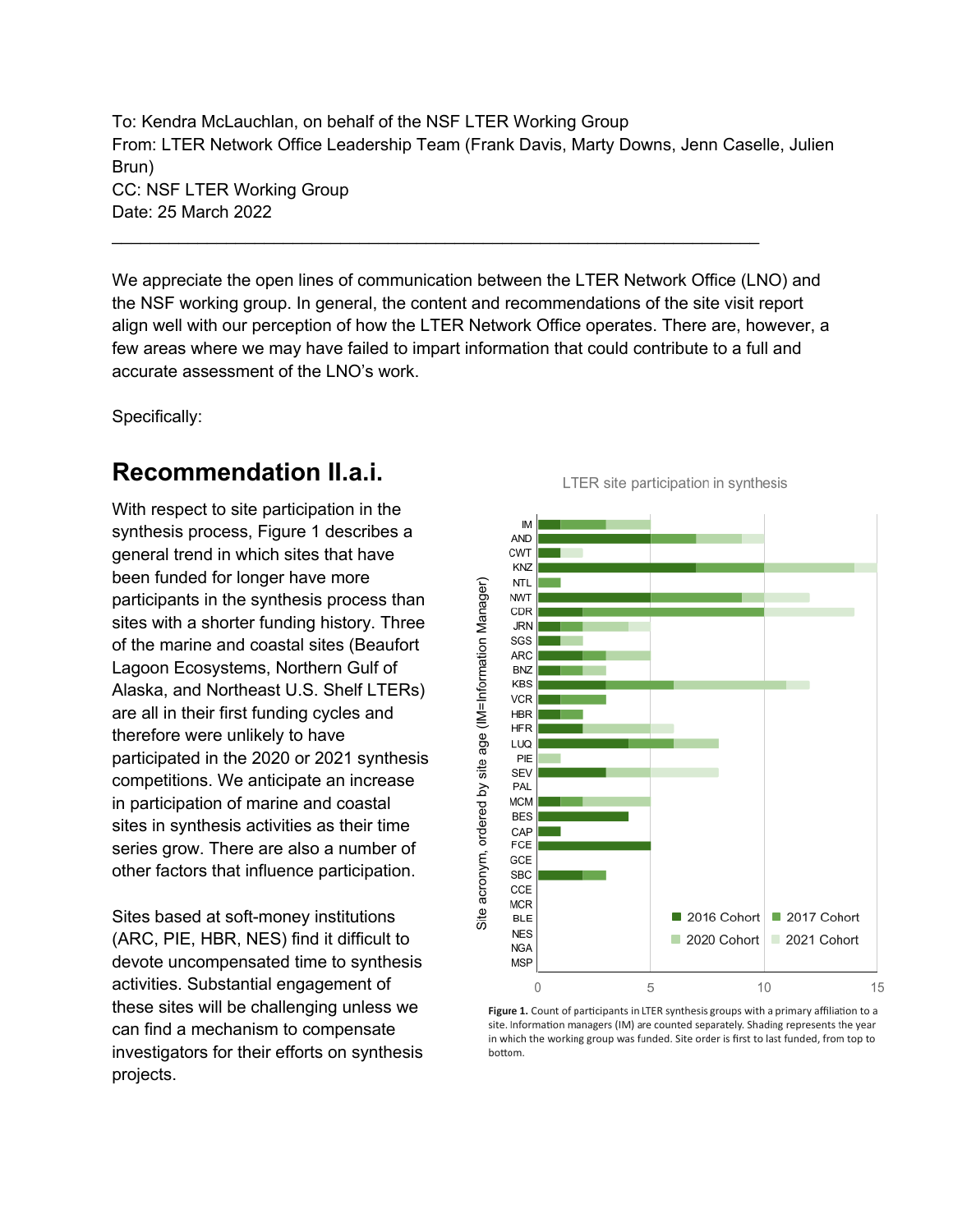To: Kendra McLauchlan, on behalf of the NSF LTER Working Group
From: LTER Network Office Leadership Team (Frank Davis, Marty Downs, Jenn Caselle, Julien Brun)
CC: NSF LTER Working Group
Date: 25 March 2022

---

We appreciate the open lines of communication between the LTER Network Office (LNO) and the NSF working group. In general, the content and recommendations of the site visit report align well with our perception of how the LTER Network Office operates. There are, however, a few areas where we may have failed to impart information that could contribute to a full and accurate assessment of the LNO's work.

Specifically:

## Recommendation II.a.i.

With respect to site participation in the synthesis process, Figure 1 describes a general trend in which sites that have been funded for longer have more participants in the synthesis process than sites with a shorter funding history. Three of the marine and coastal sites (Beaufort Lagoon Ecosystems, Northern Gulf of Alaska, and Northeast U.S. Shelf LTERs) are all in their first funding cycles and therefore were unlikely to have participated in the 2020 or 2021 synthesis competitions. We anticipate an increase in participation of marine and coastal sites in synthesis activities as their time series grow. There are also a number of other factors that influence participation.

Sites based at soft-money institutions (ARC, PIE, HBR, NES) find it difficult to devote uncompensated time to synthesis activities. Substantial engagement of these sites will be challenging unless we can find a mechanism to compensate investigators for their efforts on synthesis projects.

**Figure 1.** Count of participants in LTER synthesis groups with a primary affiliation to a site. Information managers (IM) are counted separately. Shading represents the year in which the working group was funded. Site order is first to last funded, from top to bottom.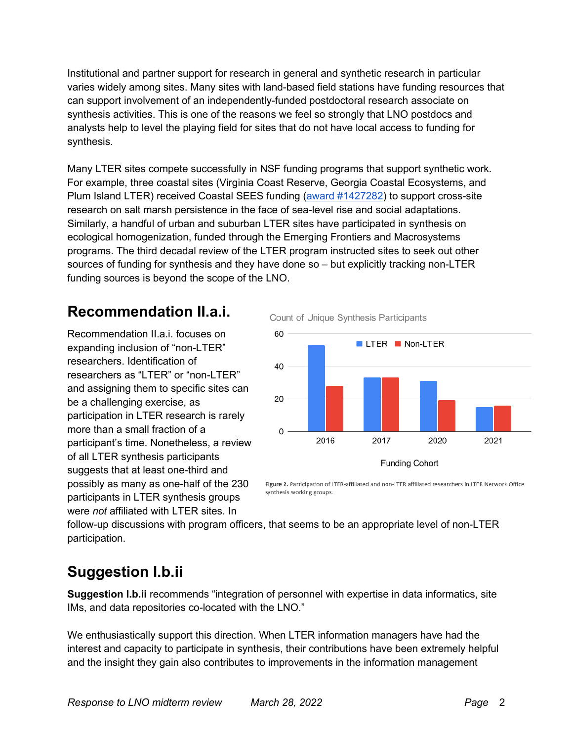Institutional and partner support for research in general and synthetic research in particular varies widely among sites. Many sites with land-based field stations have funding resources that can support involvement of an independently-funded postdoctoral research associate on synthesis activities. This is one of the reasons we feel so strongly that LNO postdocs and analysts help to level the playing field for sites that do not have local access to funding for synthesis.

Many LTER sites compete successfully in NSF funding programs that support synthetic work. For example, three coastal sites (Virginia Coast Reserve, Georgia Coastal Ecosystems, and Plum Island LTER) received Coastal SEES funding ([award #1427282]) to support cross-site research on salt marsh persistence in the face of sea-level rise and social adaptations. Similarly, a handful of urban and suburban LTER sites have participated in synthesis on ecological homogenization, funded through the Emerging Frontiers and Macrosystems programs. The third decadal review of the LTER program instructed sites to seek out other sources of funding for synthesis and they have done so – but explicitly tracking non-LTER funding sources is beyond the scope of the LNO.

## Recommendation II.a.i.

Recommendation II.a.i. focuses on expanding inclusion of "non-LTER" researchers. Identification of researchers as "LTER" or "non-LTER" and assigning them to specific sites can be a challenging exercise, as participation in LTER research is rarely more than a small fraction of a participant's time. Nonetheless, a review of all LTER synthesis participants suggests that at least one-third and possibly as many as one-half of the 230 participants in LTER synthesis groups were *not* affiliated with LTER sites. In follow-up discussions with program officers, that seems to be an appropriate level of non-LTER participation.

Count of Unique Synthesis Participants

| Funding Cohort | LTER | Non-LTER |
|---|---|---|
| 2016 | 53 | 28 |
| 2017 | 33 | 33 |
| 2020 | 31 | 19 |
| 2021 | 15 | 16 |

**Figure 2.** Participation of LTER-affiliated and non-LTER affiliated researchers in LTER Network Office synthesis working groups.

## Suggestion I.b.ii

**Suggestion I.b.ii** recommends "integration of personnel with expertise in data informatics, site IMs, and data repositories co-located with the LNO."

We enthusiastically support this direction. When LTER information managers have had the interest and capacity to participate in synthesis, their contributions have been extremely helpful and the insight they gain also contributes to improvements in the information management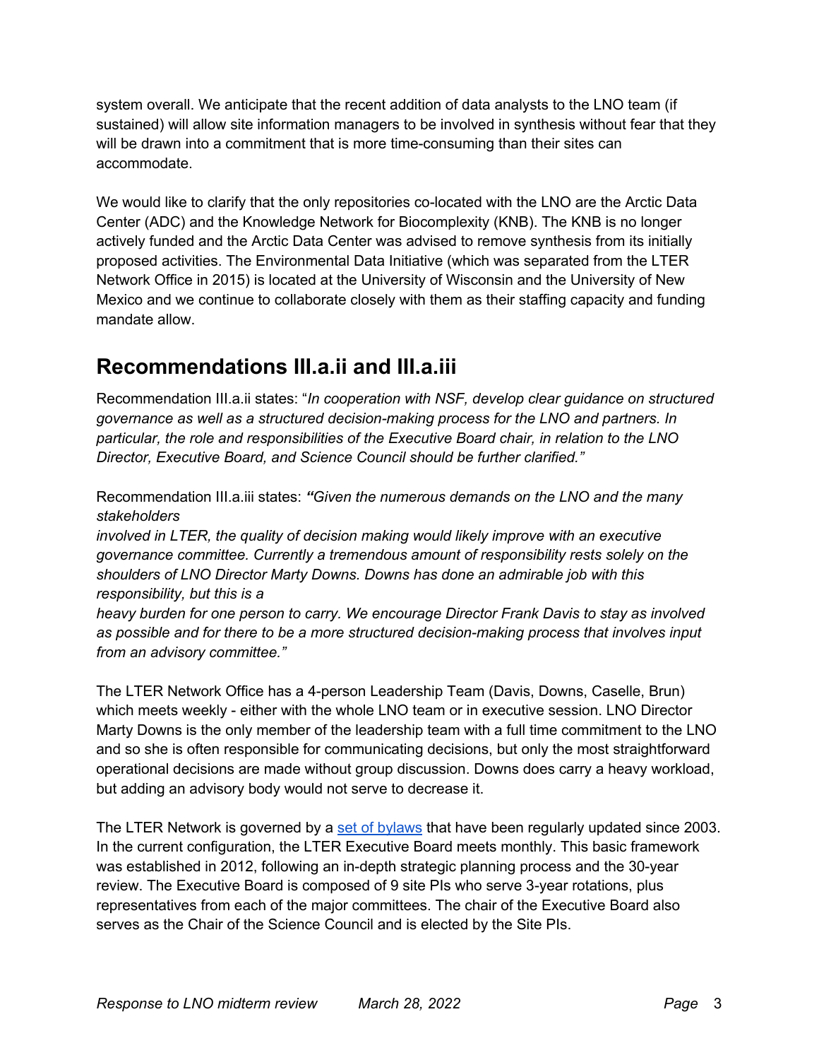system overall. We anticipate that the recent addition of data analysts to the LNO team (if sustained) will allow site information managers to be involved in synthesis without fear that they will be drawn into a commitment that is more time-consuming than their sites can accommodate.

We would like to clarify that the only repositories co-located with the LNO are the Arctic Data Center (ADC) and the Knowledge Network for Biocomplexity (KNB). The KNB is no longer actively funded and the Arctic Data Center was advised to remove synthesis from its initially proposed activities. The Environmental Data Initiative (which was separated from the LTER Network Office in 2015) is located at the University of Wisconsin and the University of New Mexico and we continue to collaborate closely with them as their staffing capacity and funding mandate allow.

## Recommendations III.a.ii and III.a.iii

Recommendation III.a.ii states: "*In cooperation with NSF, develop clear guidance on structured governance as well as a structured decision-making process for the LNO and partners. In particular, the role and responsibilities of the Executive Board chair, in relation to the LNO Director, Executive Board, and Science Council should be further clarified.*"

Recommendation III.a.iii states: ***"****Given the numerous demands on the LNO and the many stakeholders involved in LTER, the quality of decision making would likely improve with an executive governance committee. Currently a tremendous amount of responsibility rests solely on the shoulders of LNO Director Marty Downs. Downs has done an admirable job with this responsibility, but this is a heavy burden for one person to carry. We encourage Director Frank Davis to stay as involved as possible and for there to be a more structured decision-making process that involves input from an advisory committee.*"

The LTER Network Office has a 4-person Leadership Team (Davis, Downs, Caselle, Brun) which meets weekly - either with the whole LNO team or in executive session. LNO Director Marty Downs is the only member of the leadership team with a full time commitment to the LNO and so she is often responsible for communicating decisions, but only the most straightforward operational decisions are made without group discussion. Downs does carry a heavy workload, but adding an advisory body would not serve to decrease it.

The LTER Network is governed by a set of bylaws that have been regularly updated since 2003. In the current configuration, the LTER Executive Board meets monthly. This basic framework was established in 2012, following an in-depth strategic planning process and the 30-year review. The Executive Board is composed of 9 site PIs who serve 3-year rotations, plus representatives from each of the major committees. The chair of the Executive Board also serves as the Chair of the Science Council and is elected by the Site PIs.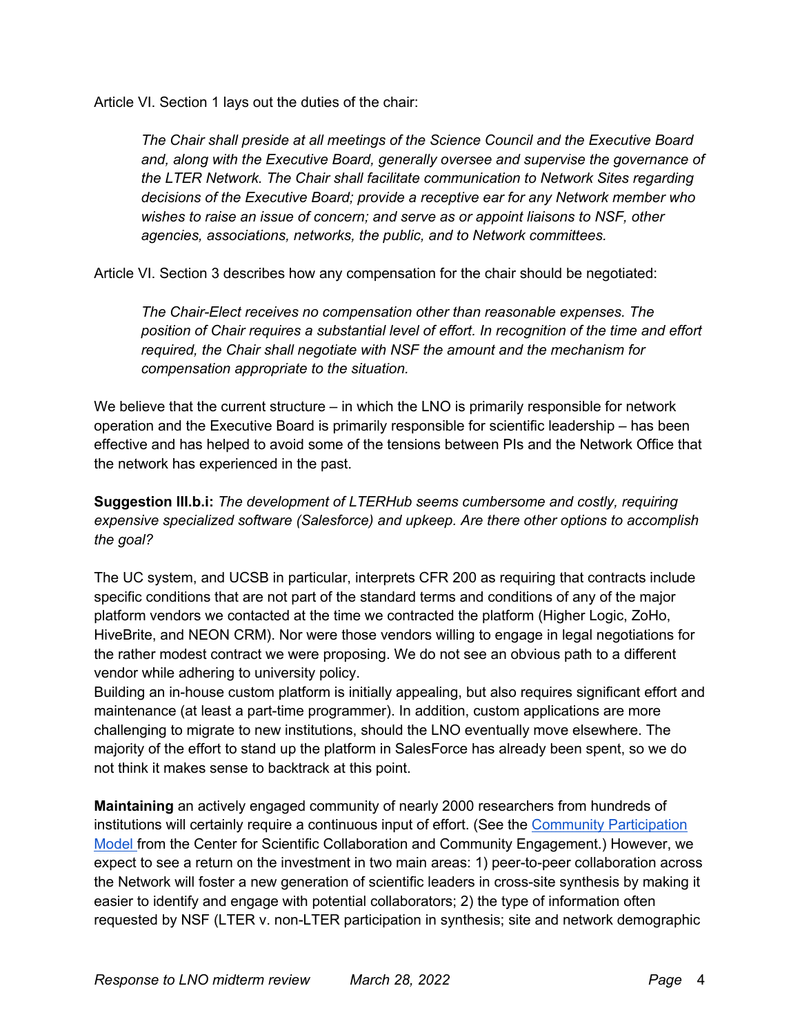Article VI. Section 1 lays out the duties of the chair:

> *The Chair shall preside at all meetings of the Science Council and the Executive Board and, along with the Executive Board, generally oversee and supervise the governance of the LTER Network. The Chair shall facilitate communication to Network Sites regarding decisions of the Executive Board; provide a receptive ear for any Network member who wishes to raise an issue of concern; and serve as or appoint liaisons to NSF, other agencies, associations, networks, the public, and to Network committees.*

Article VI. Section 3 describes how any compensation for the chair should be negotiated:

> *The Chair-Elect receives no compensation other than reasonable expenses. The position of Chair requires a substantial level of effort. In recognition of the time and effort required, the Chair shall negotiate with NSF the amount and the mechanism for compensation appropriate to the situation.*

We believe that the current structure – in which the LNO is primarily responsible for network operation and the Executive Board is primarily responsible for scientific leadership – has been effective and has helped to avoid some of the tensions between PIs and the Network Office that the network has experienced in the past.

**Suggestion III.b.i:** *The development of LTERHub seems cumbersome and costly, requiring expensive specialized software (Salesforce) and upkeep. Are there other options to accomplish the goal?*

The UC system, and UCSB in particular, interprets CFR 200 as requiring that contracts include specific conditions that are not part of the standard terms and conditions of any of the major platform vendors we contacted at the time we contracted the platform (Higher Logic, ZoHo, HiveBrite, and NEON CRM). Nor were those vendors willing to engage in legal negotiations for the rather modest contract we were proposing. We do not see an obvious path to a different vendor while adhering to university policy.

Building an in-house custom platform is initially appealing, but also requires significant effort and maintenance (at least a part-time programmer). In addition, custom applications are more challenging to migrate to new institutions, should the LNO eventually move elsewhere. The majority of the effort to stand up the platform in SalesForce has already been spent, so we do not think it makes sense to backtrack at this point.

**Maintaining** an actively engaged community of nearly 2000 researchers from hundreds of institutions will certainly require a continuous input of effort. (See the [Community Participation Model](#) from the Center for Scientific Collaboration and Community Engagement.) However, we expect to see a return on the investment in two main areas: 1) peer-to-peer collaboration across the Network will foster a new generation of scientific leaders in cross-site synthesis by making it easier to identify and engage with potential collaborators; 2) the type of information often requested by NSF (LTER v. non-LTER participation in synthesis; site and network demographic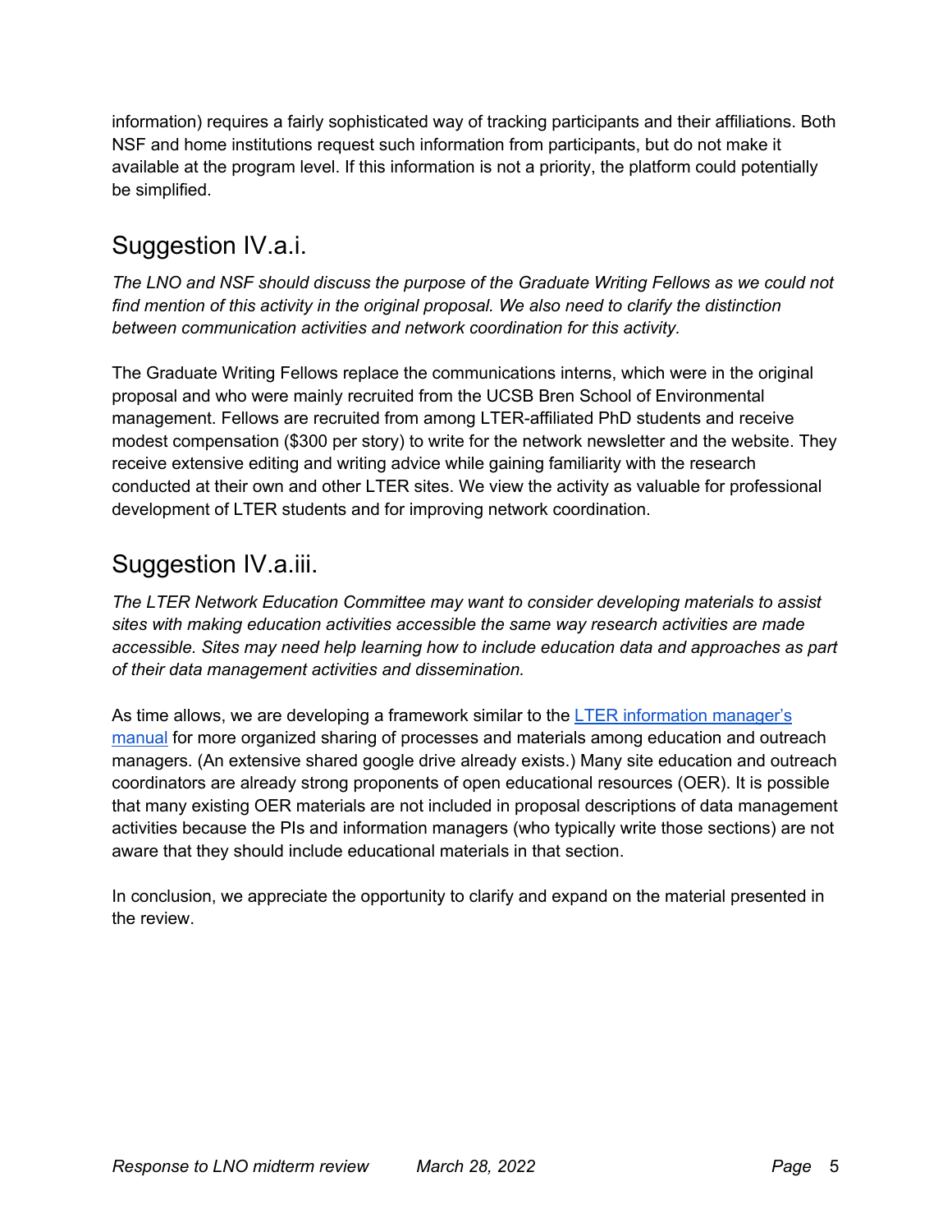information) requires a fairly sophisticated way of tracking participants and their affiliations. Both NSF and home institutions request such information from participants, but do not make it available at the program level. If this information is not a priority, the platform could potentially be simplified.

## Suggestion IV.a.i.

*The LNO and NSF should discuss the purpose of the Graduate Writing Fellows as we could not find mention of this activity in the original proposal. We also need to clarify the distinction between communication activities and network coordination for this activity.*

The Graduate Writing Fellows replace the communications interns, which were in the original proposal and who were mainly recruited from the UCSB Bren School of Environmental management. Fellows are recruited from among LTER-affiliated PhD students and receive modest compensation ($300 per story) to write for the network newsletter and the website. They receive extensive editing and writing advice while gaining familiarity with the research conducted at their own and other LTER sites. We view the activity as valuable for professional development of LTER students and for improving network coordination.

## Suggestion IV.a.iii.

*The LTER Network Education Committee may want to consider developing materials to assist sites with making education activities accessible the same way research activities are made accessible. Sites may need help learning how to include education data and approaches as part of their data management activities and dissemination.*

As time allows, we are developing a framework similar to the LTER information manager's manual for more organized sharing of processes and materials among education and outreach managers. (An extensive shared google drive already exists.) Many site education and outreach coordinators are already strong proponents of open educational resources (OER). It is possible that many existing OER materials are not included in proposal descriptions of data management activities because the PIs and information managers (who typically write those sections) are not aware that they should include educational materials in that section.

In conclusion, we appreciate the opportunity to clarify and expand on the material presented in the review.